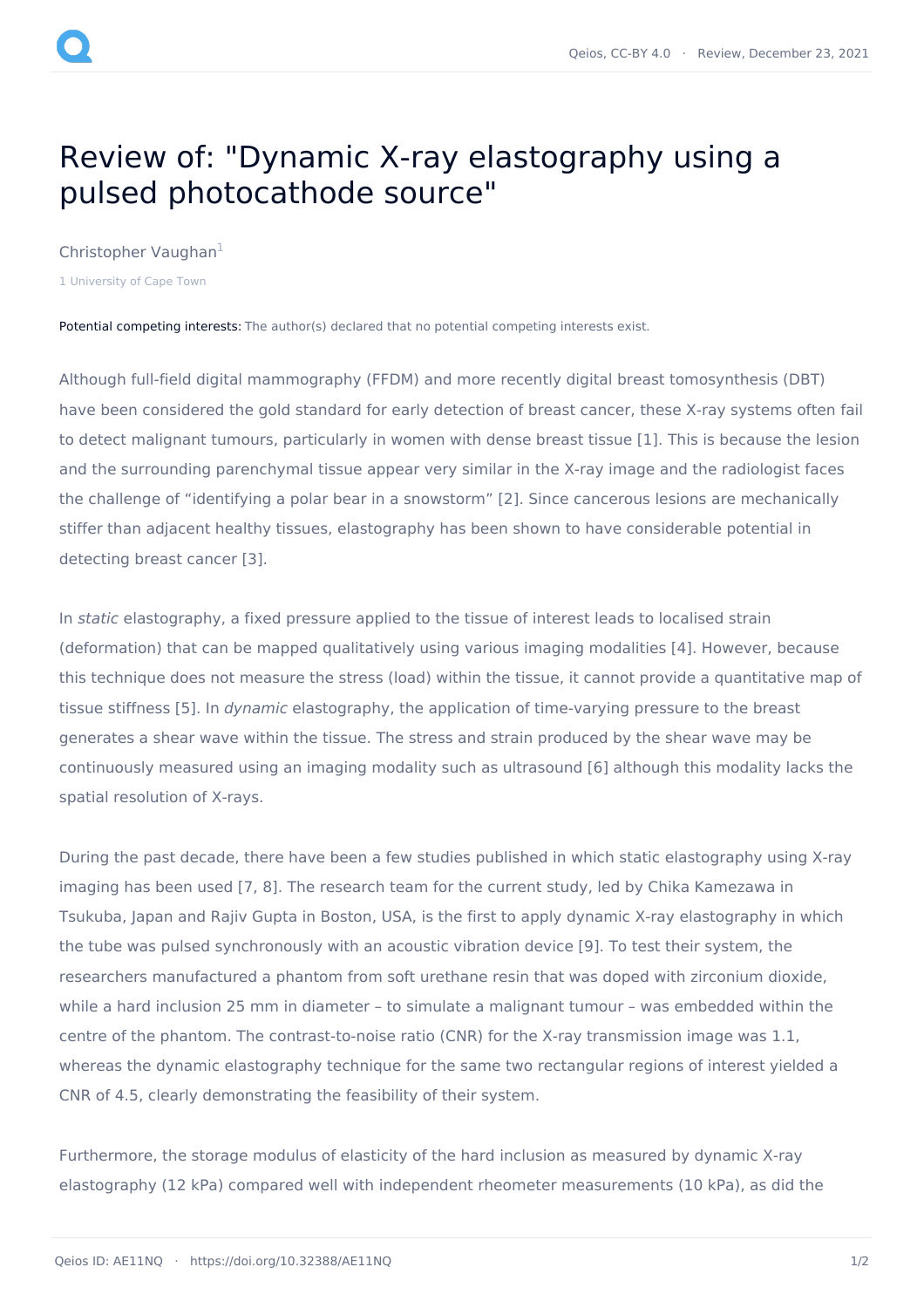# Review of: "Dynamic X-ray elastography using a pulsed photocathode source"

Christopher Vaughan[1]

1 University of Cape Town

Potential competing interests: The author(s) declared that no potential competing interests exist.

Although full-field digital mammography (FFDM) and more recently digital breast tomosynthesis (DBT) have been considered the gold standard for early detection of breast cancer, these X-ray systems often fail to detect malignant tumours, particularly in women with dense breast tissue [1]. This is because the lesion and the surrounding parenchymal tissue appear very similar in the X-ray image and the radiologist faces the challenge of "identifying a polar bear in a snowstorm" [2]. Since cancerous lesions are mechanically stiffer than adjacent healthy tissues, elastography has been shown to have considerable potential in detecting breast cancer [3].

In *static* elastography, a fixed pressure applied to the tissue of interest leads to localised strain (deformation) that can be mapped qualitatively using various imaging modalities [4]. However, because this technique does not measure the stress (load) within the tissue, it cannot provide a quantitative map of tissue stiffness [5]. In *dynamic* elastography, the application of time-varying pressure to the breast generates a shear wave within the tissue. The stress and strain produced by the shear wave may be continuously measured using an imaging modality such as ultrasound [6] although this modality lacks the spatial resolution of X-rays.

During the past decade, there have been a few studies published in which static elastography using X-ray imaging has been used [7, 8]. The research team for the current study, led by Chika Kamezawa in Tsukuba, Japan and Rajiv Gupta in Boston, USA, is the first to apply dynamic X-ray elastography in which the tube was pulsed synchronously with an acoustic vibration device [9]. To test their system, the researchers manufactured a phantom from soft urethane resin that was doped with zirconium dioxide, while a hard inclusion 25 mm in diameter – to simulate a malignant tumour – was embedded within the centre of the phantom. The contrast-to-noise ratio (CNR) for the X-ray transmission image was 1.1, whereas the dynamic elastography technique for the same two rectangular regions of interest yielded a CNR of 4.5, clearly demonstrating the feasibility of their system.

Furthermore, the storage modulus of elasticity of the hard inclusion as measured by dynamic X-ray elastography (12 kPa) compared well with independent rheometer measurements (10 kPa), as did the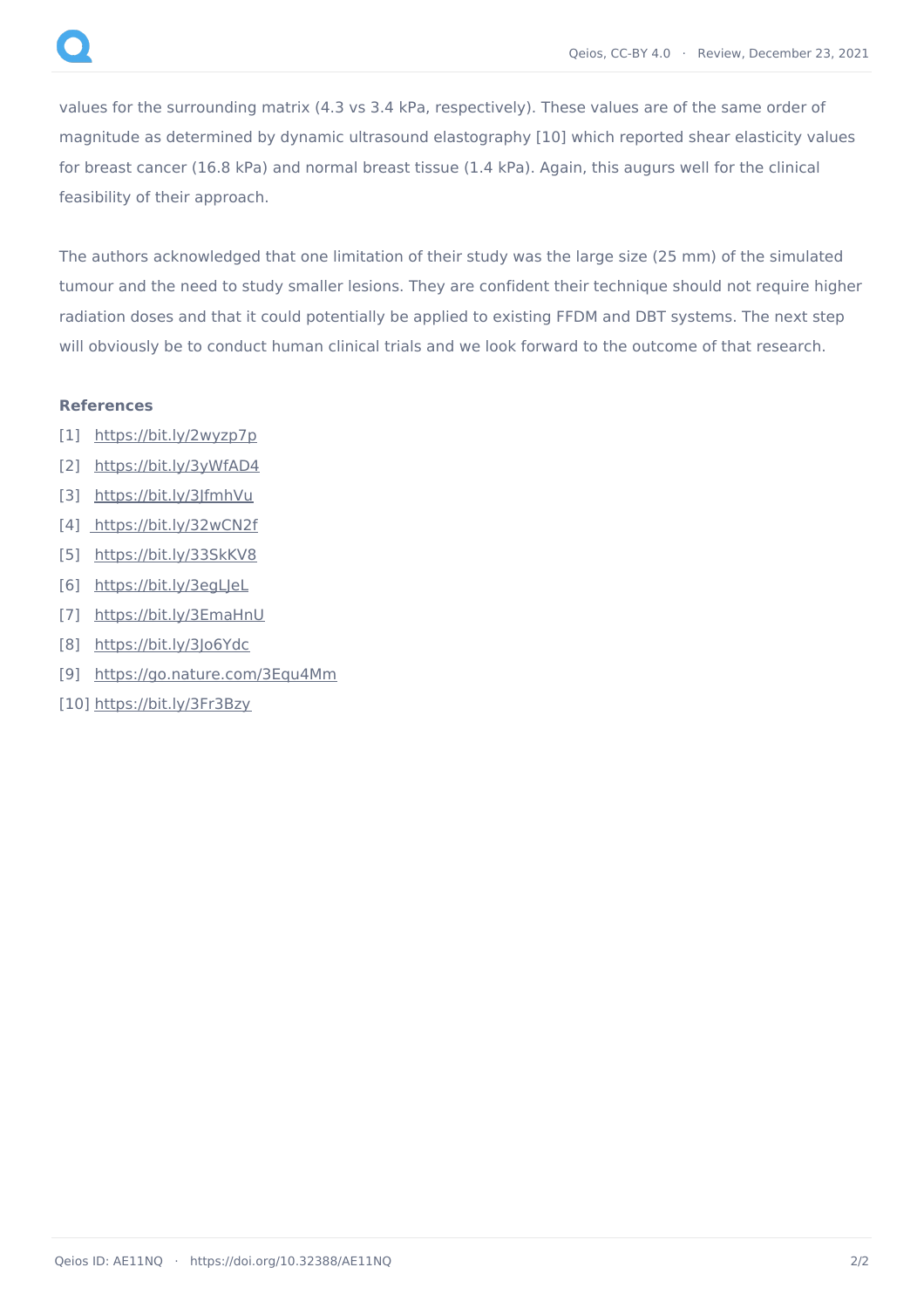values for the surrounding matrix (4.3 vs 3.4 kPa, respectively). These values are of the same order of magnitude as determined by dynamic ultrasound elastography [10] which reported shear elasticity values for breast cancer (16.8 kPa) and normal breast tissue (1.4 kPa). Again, this augurs well for the clinical feasibility of their approach.

The authors acknowledged that one limitation of their study was the large size (25 mm) of the simulated tumour and the need to study smaller lesions. They are confident their technique should not require higher radiation doses and that it could potentially be applied to existing FFDM and DBT systems. The next step will obviously be to conduct human clinical trials and we look forward to the outcome of that research.

**References**

[1] https://bit.ly/2wyzp7p

[2] https://bit.ly/3yWfAD4

[3] https://bit.ly/3JfmhVu

[4] https://bit.ly/32wCN2f

[5] https://bit.ly/33SkKV8

[6] https://bit.ly/3egLJeL

[7] https://bit.ly/3EmaHnU

[8] https://bit.ly/3Jo6Ydc

[9] https://go.nature.com/3Equ4Mm

[10] https://bit.ly/3Fr3Bzy